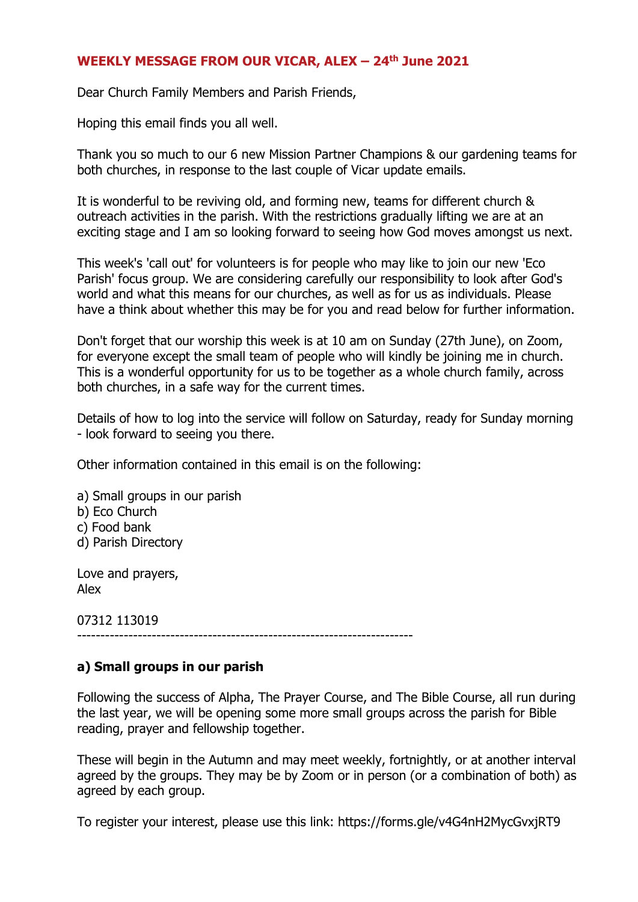## WEEKLY MESSAGE FROM OUR VICAR, ALEX – 24th June 2021

Dear Church Family Members and Parish Friends,

Hoping this email finds you all well.

Thank you so much to our 6 new Mission Partner Champions & our gardening teams for both churches, in response to the last couple of Vicar update emails.

It is wonderful to be reviving old, and forming new, teams for different church & outreach activities in the parish. With the restrictions gradually lifting we are at an exciting stage and I am so looking forward to seeing how God moves amongst us next.

This week's 'call out' for volunteers is for people who may like to join our new 'Eco Parish' focus group. We are considering carefully our responsibility to look after God's world and what this means for our churches, as well as for us as individuals. Please have a think about whether this may be for you and read below for further information.

Don't forget that our worship this week is at 10 am on Sunday (27th June), on Zoom, for everyone except the small team of people who will kindly be joining me in church. This is a wonderful opportunity for us to be together as a whole church family, across both churches, in a safe way for the current times.

Details of how to log into the service will follow on Saturday, ready for Sunday morning - look forward to seeing you there.

Other information contained in this email is on the following:

a) Small groups in our parish
b) Eco Church
c) Food bank
d) Parish Directory

Love and prayers,
Alex

07312 113019

-----------------------------------------------------------------------

**a) Small groups in our parish**

Following the success of Alpha, The Prayer Course, and The Bible Course, all run during the last year, we will be opening some more small groups across the parish for Bible reading, prayer and fellowship together.

These will begin in the Autumn and may meet weekly, fortnightly, or at another interval agreed by the groups. They may be by Zoom or in person (or a combination of both) as agreed by each group.

To register your interest, please use this link: https://forms.gle/v4G4nH2MycGvxjRT9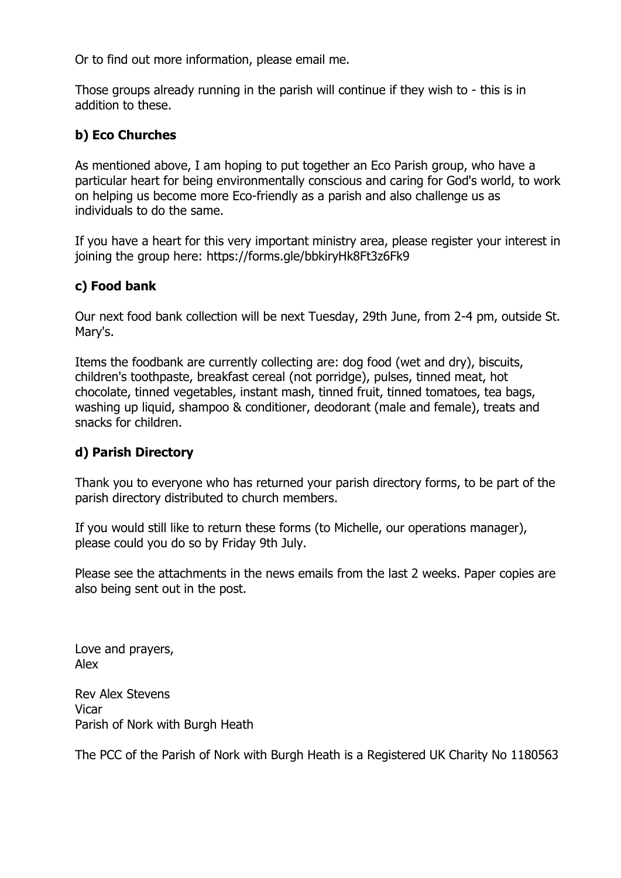Or to find out more information, please email me.

Those groups already running in the parish will continue if they wish to - this is in addition to these.

### b) Eco Churches

As mentioned above, I am hoping to put together an Eco Parish group, who have a particular heart for being environmentally conscious and caring for God's world, to work on helping us become more Eco-friendly as a parish and also challenge us as individuals to do the same.

If you have a heart for this very important ministry area, please register your interest in joining the group here: https://forms.gle/bbkiryHk8Ft3z6Fk9

### c) Food bank

Our next food bank collection will be next Tuesday, 29th June, from 2-4 pm, outside St. Mary's.

Items the foodbank are currently collecting are: dog food (wet and dry), biscuits, children's toothpaste, breakfast cereal (not porridge), pulses, tinned meat, hot chocolate, tinned vegetables, instant mash, tinned fruit, tinned tomatoes, tea bags, washing up liquid, shampoo & conditioner, deodorant (male and female), treats and snacks for children.

### d) Parish Directory

Thank you to everyone who has returned your parish directory forms, to be part of the parish directory distributed to church members.

If you would still like to return these forms (to Michelle, our operations manager), please could you do so by Friday 9th July.

Please see the attachments in the news emails from the last 2 weeks. Paper copies are also being sent out in the post.

Love and prayers,
Alex

Rev Alex Stevens
Vicar
Parish of Nork with Burgh Heath

The PCC of the Parish of Nork with Burgh Heath is a Registered UK Charity No 1180563